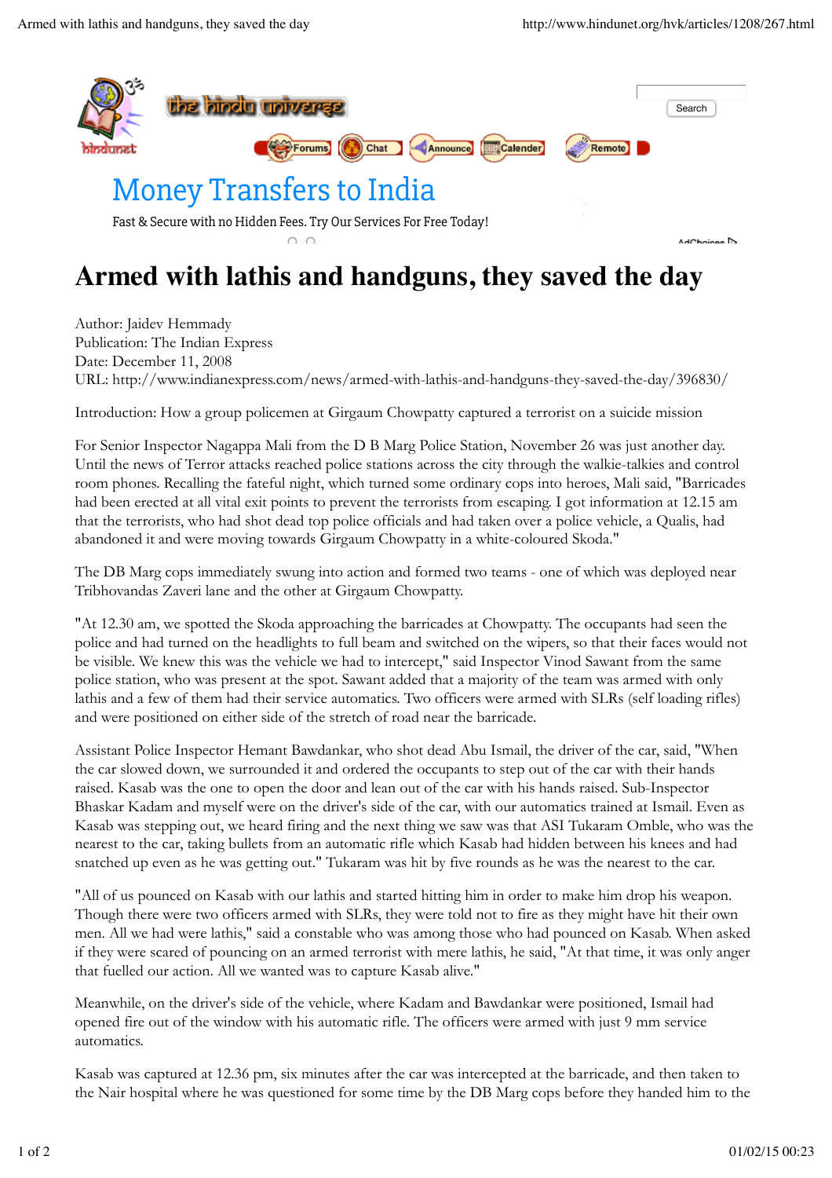# Armed with lathis and handguns, they saved the day

Author: Jaidev Hemmady
Publication: The Indian Express
Date: December 11, 2008
URL: http://www.indianexpress.com/news/armed-with-lathis-and-handguns-they-saved-the-day/396830/

Introduction: How a group policemen at Girgaum Chowpatty captured a terrorist on a suicide mission

For Senior Inspector Nagappa Mali from the D B Marg Police Station, November 26 was just another day. Until the news of Terror attacks reached police stations across the city through the walkie-talkies and control room phones. Recalling the fateful night, which turned some ordinary cops into heroes, Mali said, "Barricades had been erected at all vital exit points to prevent the terrorists from escaping. I got information at 12.15 am that the terrorists, who had shot dead top police officials and had taken over a police vehicle, a Qualis, had abandoned it and were moving towards Girgaum Chowpatty in a white-coloured Skoda."

The DB Marg cops immediately swung into action and formed two teams - one of which was deployed near Tribhovandas Zaveri lane and the other at Girgaum Chowpatty.

"At 12.30 am, we spotted the Skoda approaching the barricades at Chowpatty. The occupants had seen the police and had turned on the headlights to full beam and switched on the wipers, so that their faces would not be visible. We knew this was the vehicle we had to intercept," said Inspector Vinod Sawant from the same police station, who was present at the spot. Sawant added that a majority of the team was armed with only lathis and a few of them had their service automatics. Two officers were armed with SLRs (self loading rifles) and were positioned on either side of the stretch of road near the barricade.

Assistant Police Inspector Hemant Bawdankar, who shot dead Abu Ismail, the driver of the car, said, "When the car slowed down, we surrounded it and ordered the occupants to step out of the car with their hands raised. Kasab was the one to open the door and lean out of the car with his hands raised. Sub-Inspector Bhaskar Kadam and myself were on the driver's side of the car, with our automatics trained at Ismail. Even as Kasab was stepping out, we heard firing and the next thing we saw was that ASI Tukaram Omble, who was the nearest to the car, taking bullets from an automatic rifle which Kasab had hidden between his knees and had snatched up even as he was getting out." Tukaram was hit by five rounds as he was the nearest to the car.

"All of us pounced on Kasab with our lathis and started hitting him in order to make him drop his weapon. Though there were two officers armed with SLRs, they were told not to fire as they might have hit their own men. All we had were lathis," said a constable who was among those who had pounced on Kasab. When asked if they were scared of pouncing on an armed terrorist with mere lathis, he said, "At that time, it was only anger that fuelled our action. All we wanted was to capture Kasab alive."

Meanwhile, on the driver's side of the vehicle, where Kadam and Bawdankar were positioned, Ismail had opened fire out of the window with his automatic rifle. The officers were armed with just 9 mm service automatics.

Kasab was captured at 12.36 pm, six minutes after the car was intercepted at the barricade, and then taken to the Nair hospital where he was questioned for some time by the DB Marg cops before they handed him to the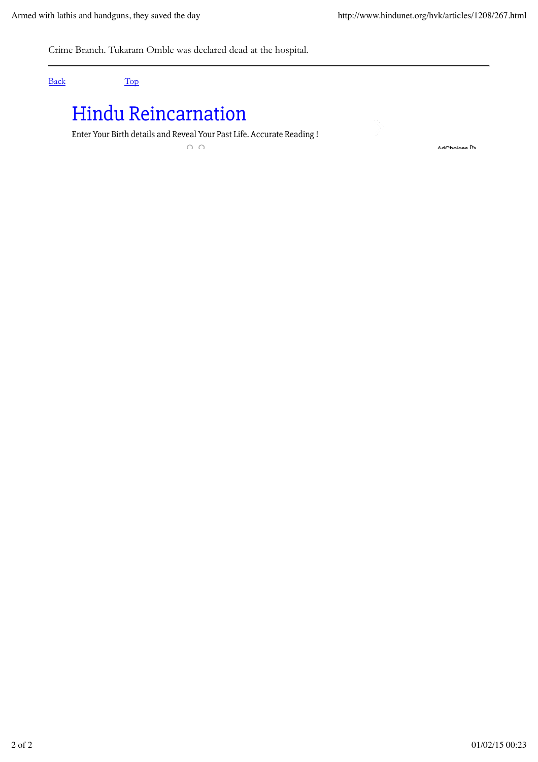Crime Branch. Tukaram Omble was declared dead at the hospital.

---

Back Top

# Hindu Reincarnation

Enter Your Birth details and Reveal Your Past Life. Accurate Reading !